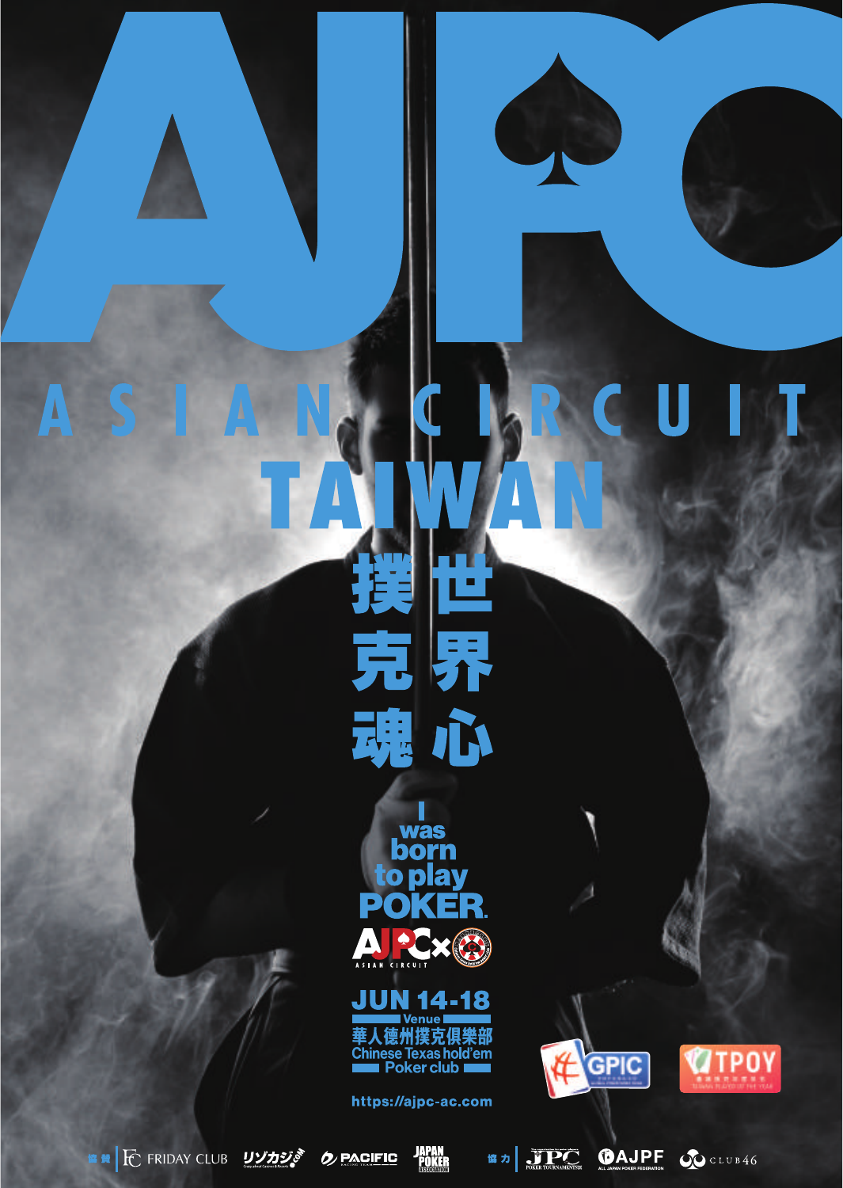# AJPC

## ASIAN CIRCUIT

## TAIWAN

撲克魂 世界心

I was born to play POKER.

AJPC × 

ASIAN CIRCUIT

**JUN 14-18**

Venue

華人德州撲克俱樂部

Chinese Texas hold'em Poker club

GPIC

TPOY

https://ajpc-ac.com

協賛 FRIDAY CLUB リゾカジ.com PACIFIC JAPAN POKER ASSOCIATION

協力 JPC AJPF CLUB46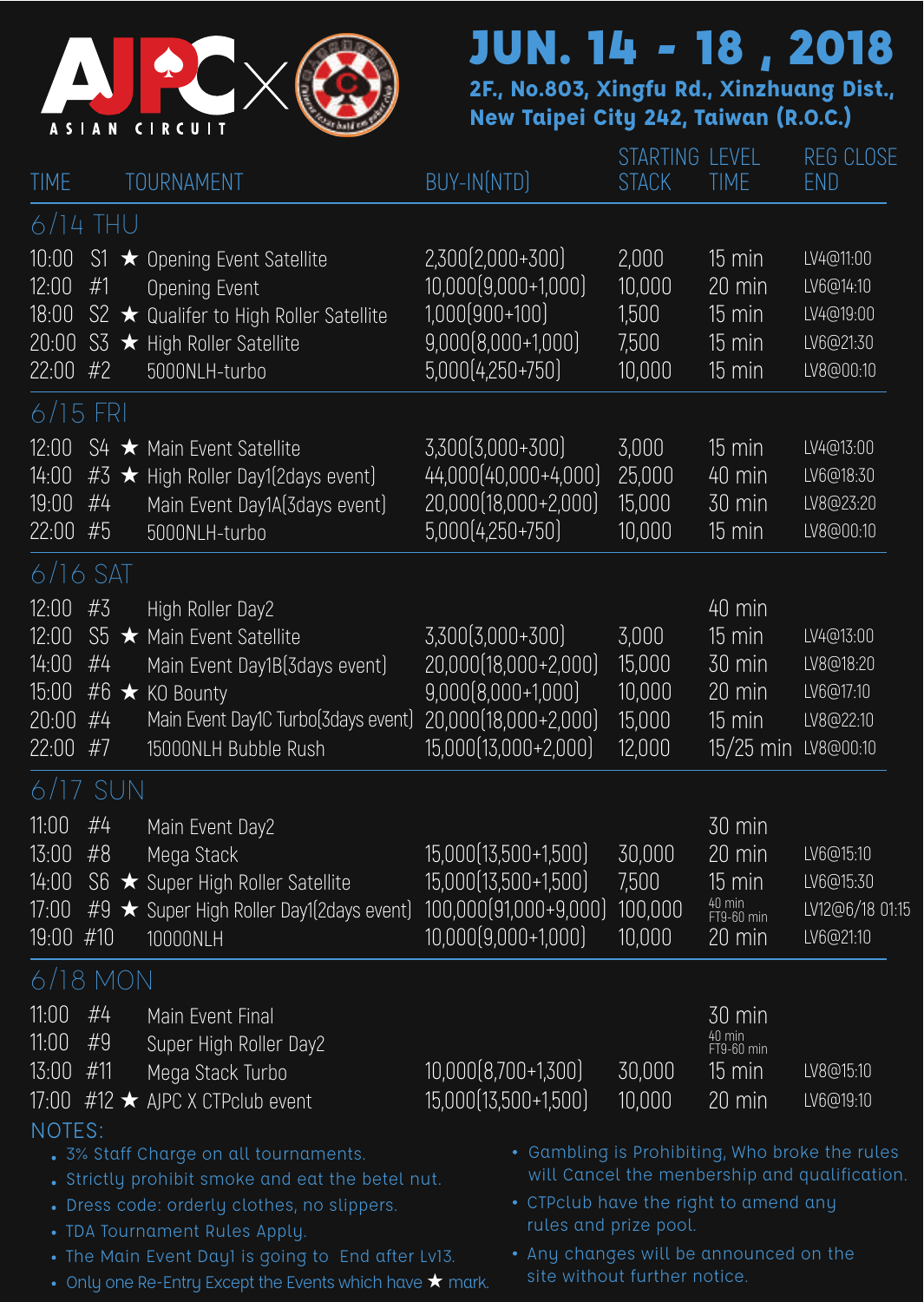# AJPC ASIAN CIRCUIT × CTPclub

## JUN. 14 - 18 , 2018

**2F., No.803, Xingfu Rd., Xinzhuang Dist., New Taipei City 242, Taiwan (R.O.C.)**

| TIME | | TOURNAMENT | BUY-IN(NTD) | STARTING STACK | LEVEL TIME | REG CLOSE END |
|---|---|---|---|---|---|---|
| **6/14 THU** | | | | | | |
| 10:00 | S1 | ★ Opening Event Satellite | 2,300(2,000+300) | 2,000 | 15 min | LV4@11:00 |
| 12:00 | #1 | Opening Event | 10,000(9,000+1,000) | 10,000 | 20 min | LV6@14:10 |
| 18:00 | S2 | ★ Qualifer to High Roller Satellite | 1,000(900+100) | 1,500 | 15 min | LV4@19:00 |
| 20:00 | S3 | ★ High Roller Satellite | 9,000(8,000+1,000) | 7,500 | 15 min | LV6@21:30 |
| 22:00 | #2 | 5000NLH-turbo | 5,000(4,250+750) | 10,000 | 15 min | LV8@00:10 |
| **6/15 FRI** | | | | | | |
| 12:00 | S4 | ★ Main Event Satellite | 3,300(3,000+300) | 3,000 | 15 min | LV4@13:00 |
| 14:00 | #3 | ★ High Roller Day1(2days event) | 44,000(40,000+4,000) | 25,000 | 40 min | LV6@18:30 |
| 19:00 | #4 | Main Event Day1A(3days event) | 20,000(18,000+2,000) | 15,000 | 30 min | LV8@23:20 |
| 22:00 | #5 | 5000NLH-turbo | 5,000(4,250+750) | 10,000 | 15 min | LV8@00:10 |
| **6/16 SAT** | | | | | | |
| 12:00 | #3 | High Roller Day2 | | | 40 min | |
| 12:00 | S5 | ★ Main Event Satellite | 3,300(3,000+300) | 3,000 | 15 min | LV4@13:00 |
| 14:00 | #4 | Main Event Day1B(3days event) | 20,000(18,000+2,000) | 15,000 | 30 min | LV8@18:20 |
| 15:00 | #6 | ★ KO Bounty | 9,000(8,000+1,000) | 10,000 | 20 min | LV6@17:10 |
| 20:00 | #4 | Main Event Day1C Turbo(3days event) | 20,000(18,000+2,000) | 15,000 | 15 min | LV8@22:10 |
| 22:00 | #7 | 15000NLH Bubble Rush | 15,000(13,000+2,000) | 12,000 | 15/25 min | LV8@00:10 |
| **6/17 SUN** | | | | | | |
| 11:00 | #4 | Main Event Day2 | | | 30 min | |
| 13:00 | #8 | Mega Stack | 15,000(13,500+1,500) | 30,000 | 20 min | LV6@15:10 |
| 14:00 | S6 | ★ Super High Roller Satellite | 15,000(13,500+1,500) | 7,500 | 15 min | LV6@15:30 |
| 17:00 | #9 | ★ Super High Roller Day1(2days event) | 100,000(91,000+9,000) | 100,000 | 40 min FT9-60 min | LV12@6/18 01:15 |
| 19:00 | #10 | 10000NLH | 10,000(9,000+1,000) | 10,000 | 20 min | LV6@21:10 |
| **6/18 MON** | | | | | | |
| 11:00 | #4 | Main Event Final | | | 30 min | |
| 11:00 | #9 | Super High Roller Day2 | | | 40 min FT9-60 min | |
| 13:00 | #11 | Mega Stack Turbo | 10,000(8,700+1,300) | 30,000 | 15 min | LV8@15:10 |
| 17:00 | #12 | ★ AJPC X CTPclub event | 15,000(13,500+1,500) | 10,000 | 20 min | LV6@19:10 |

## NOTES:

- 3% Staff Charge on all tournaments.
- Strictly prohibit smoke and eat the betel nut.
- Dress code: orderly clothes, no slippers.
- TDA Tournament Rules Apply.
- The Main Event Day1 is going to End after Lv13.
- Only one Re-Entry Except the Events which have ★ mark.
- Gambling is Prohibiting, Who broke the rules will Cancel the membership and qualification.
- CTPclub have the right to amend any rules and prize pool.
- Any changes will be announced on the site without further notice.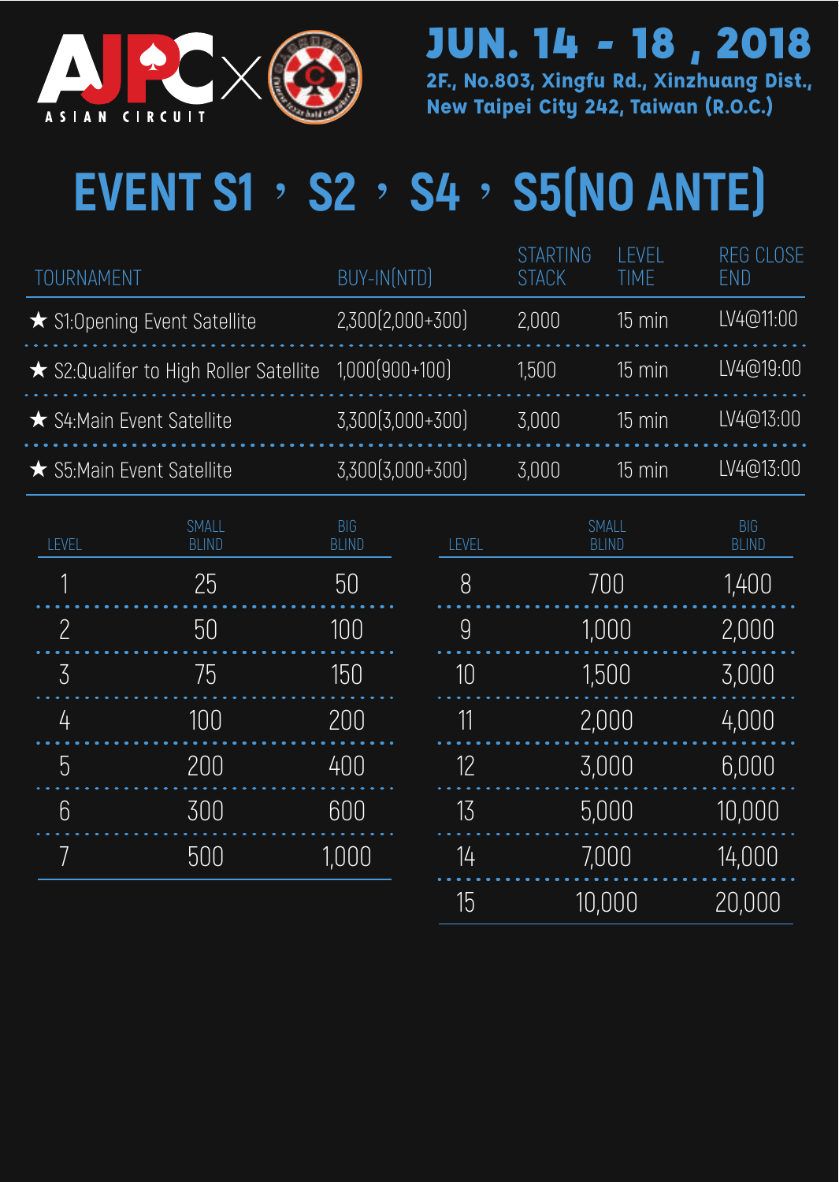AJPC ASIAN CIRCUIT

**JUN. 14 - 18 , 2018**

**2F., No.803, Xingfu Rd., Xinzhuang Dist., New Taipei City 242, Taiwan (R.O.C.)**

# EVENT S1、S2、S4、S5(NO ANTE)

| TOURNAMENT | BUY-IN(NTD) | STARTING STACK | LEVEL TIME | REG CLOSE END |
|---|---|---|---|---|
| ★ S1:Opening Event Satellite | 2,300(2,000+300) | 2,000 | 15 min | LV4@11:00 |
| ★ S2:Qualifer to High Roller Satellite | 1,000(900+100) | 1,500 | 15 min | LV4@19:00 |
| ★ S4:Main Event Satellite | 3,300(3,000+300) | 3,000 | 15 min | LV4@13:00 |
| ★ S5:Main Event Satellite | 3,300(3,000+300) | 3,000 | 15 min | LV4@13:00 |

| LEVEL | SMALL BLIND | BIG BLIND |
|---|---|---|
| 1 | 25 | 50 |
| 2 | 50 | 100 |
| 3 | 75 | 150 |
| 4 | 100 | 200 |
| 5 | 200 | 400 |
| 6 | 300 | 600 |
| 7 | 500 | 1,000 |
| 8 | 700 | 1,400 |
| 9 | 1,000 | 2,000 |
| 10 | 1,500 | 3,000 |
| 11 | 2,000 | 4,000 |
| 12 | 3,000 | 6,000 |
| 13 | 5,000 | 10,000 |
| 14 | 7,000 | 14,000 |
| 15 | 10,000 | 20,000 |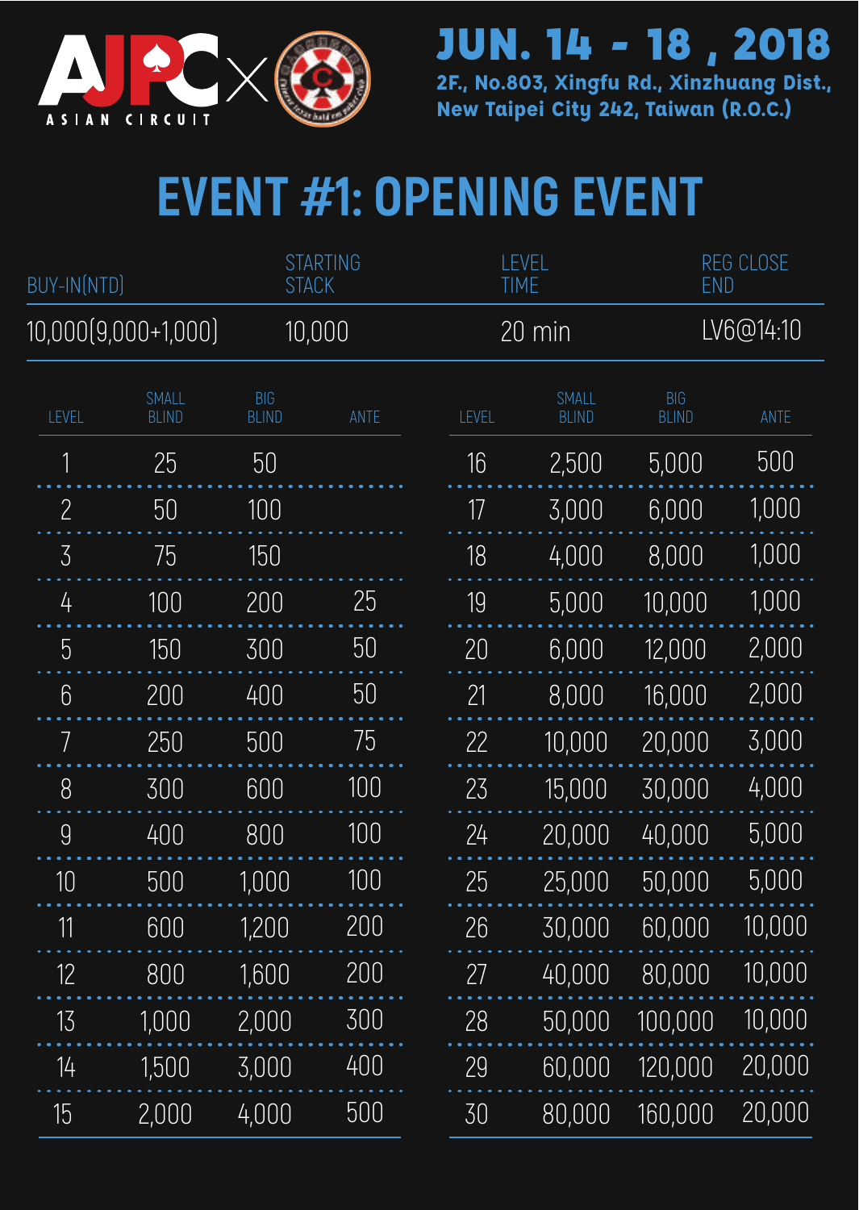AJPC ASIAN CIRCUIT ×

**JUN. 14 - 18 , 2018**

**2F., No.803, Xingfu Rd., Xinzhuang Dist., New Taipei City 242, Taiwan (R.O.C.)**

# EVENT #1: OPENING EVENT

| BUY-IN(NTD) | STARTING STACK | LEVEL TIME | REG CLOSE END |
|---|---|---|---|
| 10,000(9,000+1,000) | 10,000 | 20 min | LV6@14:10 |

| LEVEL | SMALL BLIND | BIG BLIND | ANTE | LEVEL | SMALL BLIND | BIG BLIND | ANTE |
|---|---|---|---|---|---|---|---|
| 1 | 25 | 50 | | 16 | 2,500 | 5,000 | 500 |
| 2 | 50 | 100 | | 17 | 3,000 | 6,000 | 1,000 |
| 3 | 75 | 150 | | 18 | 4,000 | 8,000 | 1,000 |
| 4 | 100 | 200 | 25 | 19 | 5,000 | 10,000 | 1,000 |
| 5 | 150 | 300 | 50 | 20 | 6,000 | 12,000 | 2,000 |
| 6 | 200 | 400 | 50 | 21 | 8,000 | 16,000 | 2,000 |
| 7 | 250 | 500 | 75 | 22 | 10,000 | 20,000 | 3,000 |
| 8 | 300 | 600 | 100 | 23 | 15,000 | 30,000 | 4,000 |
| 9 | 400 | 800 | 100 | 24 | 20,000 | 40,000 | 5,000 |
| 10 | 500 | 1,000 | 100 | 25 | 25,000 | 50,000 | 5,000 |
| 11 | 600 | 1,200 | 200 | 26 | 30,000 | 60,000 | 10,000 |
| 12 | 800 | 1,600 | 200 | 27 | 40,000 | 80,000 | 10,000 |
| 13 | 1,000 | 2,000 | 300 | 28 | 50,000 | 100,000 | 10,000 |
| 14 | 1,500 | 3,000 | 400 | 29 | 60,000 | 120,000 | 20,000 |
| 15 | 2,000 | 4,000 | 500 | 30 | 80,000 | 160,000 | 20,000 |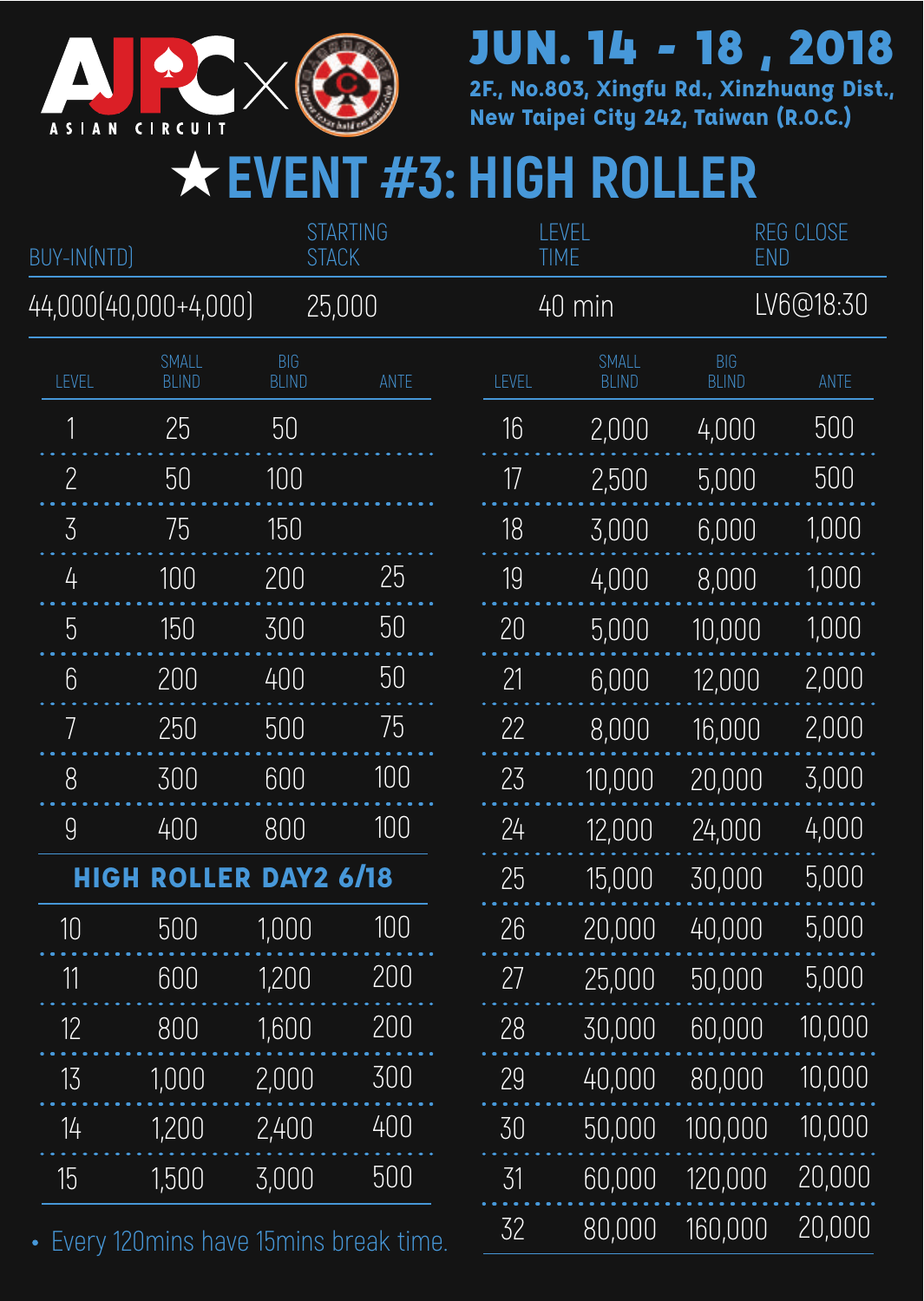AJPC × ASIAN CIRCUIT

# JUN. 14 - 18 , 2018

**2F., No.803, Xingfu Rd., Xinzhuang Dist., New Taipei City 242, Taiwan (R.O.C.)**

# ★EVENT #3: HIGH ROLLER

| BUY-IN(NTD) | STARTING STACK | LEVEL TIME | REG CLOSE END |
|---|---|---|---|
| 44,000(40,000+4,000) | 25,000 | 40 min | LV6@18:30 |

| LEVEL | SMALL BLIND | BIG BLIND | ANTE |
|---|---|---|---|
| 1 | 25 | 50 | |
| 2 | 50 | 100 | |
| 3 | 75 | 150 | |
| 4 | 100 | 200 | 25 |
| 5 | 150 | 300 | 50 |
| 6 | 200 | 400 | 50 |
| 7 | 250 | 500 | 75 |
| 8 | 300 | 600 | 100 |
| 9 | 400 | 800 | 100 |
| **HIGH ROLLER DAY2 6/18** | | | |
| 10 | 500 | 1,000 | 100 |
| 11 | 600 | 1,200 | 200 |
| 12 | 800 | 1,600 | 200 |
| 13 | 1,000 | 2,000 | 300 |
| 14 | 1,200 | 2,400 | 400 |
| 15 | 1,500 | 3,000 | 500 |
| 16 | 2,000 | 4,000 | 500 |
| 17 | 2,500 | 5,000 | 500 |
| 18 | 3,000 | 6,000 | 1,000 |
| 19 | 4,000 | 8,000 | 1,000 |
| 20 | 5,000 | 10,000 | 1,000 |
| 21 | 6,000 | 12,000 | 2,000 |
| 22 | 8,000 | 16,000 | 2,000 |
| 23 | 10,000 | 20,000 | 3,000 |
| 24 | 12,000 | 24,000 | 4,000 |
| 25 | 15,000 | 30,000 | 5,000 |
| 26 | 20,000 | 40,000 | 5,000 |
| 27 | 25,000 | 50,000 | 5,000 |
| 28 | 30,000 | 60,000 | 10,000 |
| 29 | 40,000 | 80,000 | 10,000 |
| 30 | 50,000 | 100,000 | 10,000 |
| 31 | 60,000 | 120,000 | 20,000 |
| 32 | 80,000 | 160,000 | 20,000 |

- Every 120mins have 15mins break time.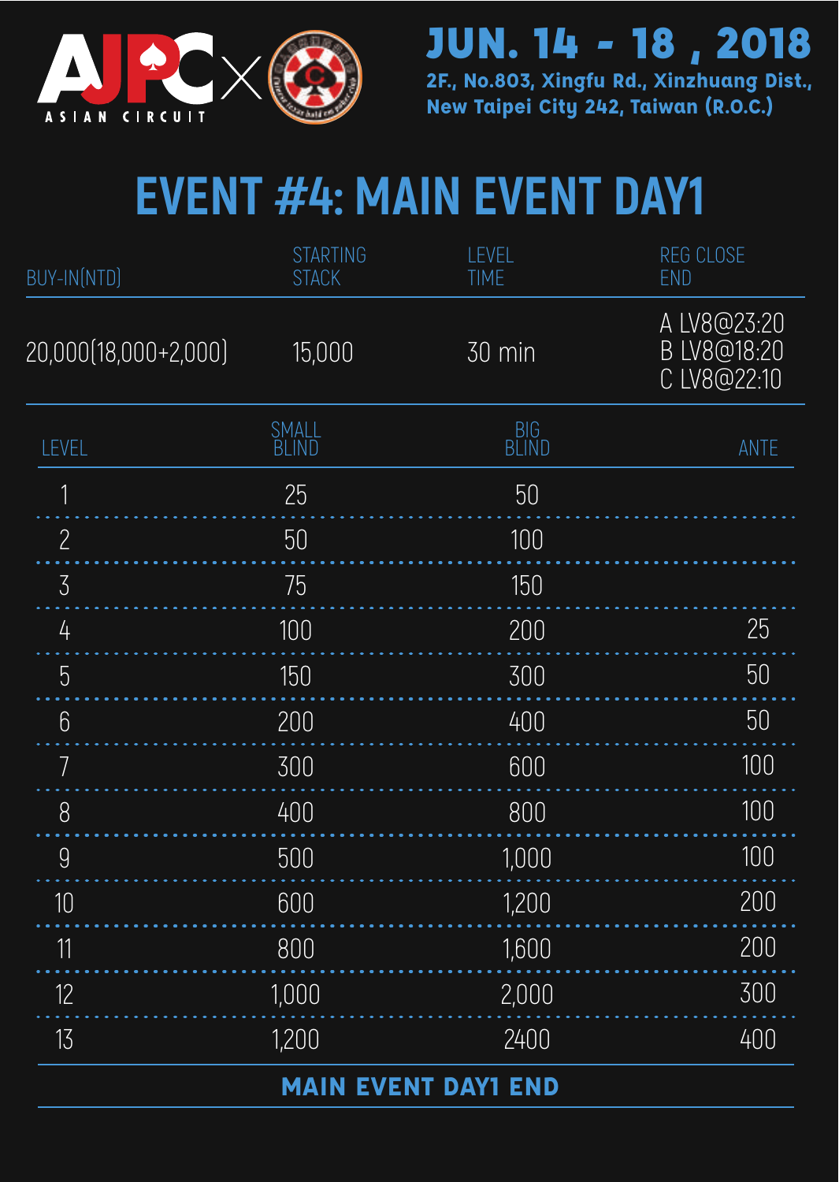AJPC × ASIAN CIRCUIT

**JUN. 14 - 18 , 2018**

**2F., No.803, Xingfu Rd., Xinzhuang Dist., New Taipei City 242, Taiwan (R.O.C.)**

# EVENT #4: MAIN EVENT DAY1

| BUY-IN(NTD) | STARTING STACK | LEVEL TIME | REG CLOSE END |
|---|---|---|---|
| 20,000(18,000+2,000) | 15,000 | 30 min | A LV8@23:20<br>B LV8@18:20<br>C LV8@22:10 |

| LEVEL | SMALL BLIND | BIG BLIND | ANTE |
|---|---|---|---|
| 1 | 25 | 50 | |
| 2 | 50 | 100 | |
| 3 | 75 | 150 | |
| 4 | 100 | 200 | 25 |
| 5 | 150 | 300 | 50 |
| 6 | 200 | 400 | 50 |
| 7 | 300 | 600 | 100 |
| 8 | 400 | 800 | 100 |
| 9 | 500 | 1,000 | 100 |
| 10 | 600 | 1,200 | 200 |
| 11 | 800 | 1,600 | 200 |
| 12 | 1,000 | 2,000 | 300 |
| 13 | 1,200 | 2400 | 400 |

**MAIN EVENT DAY1 END**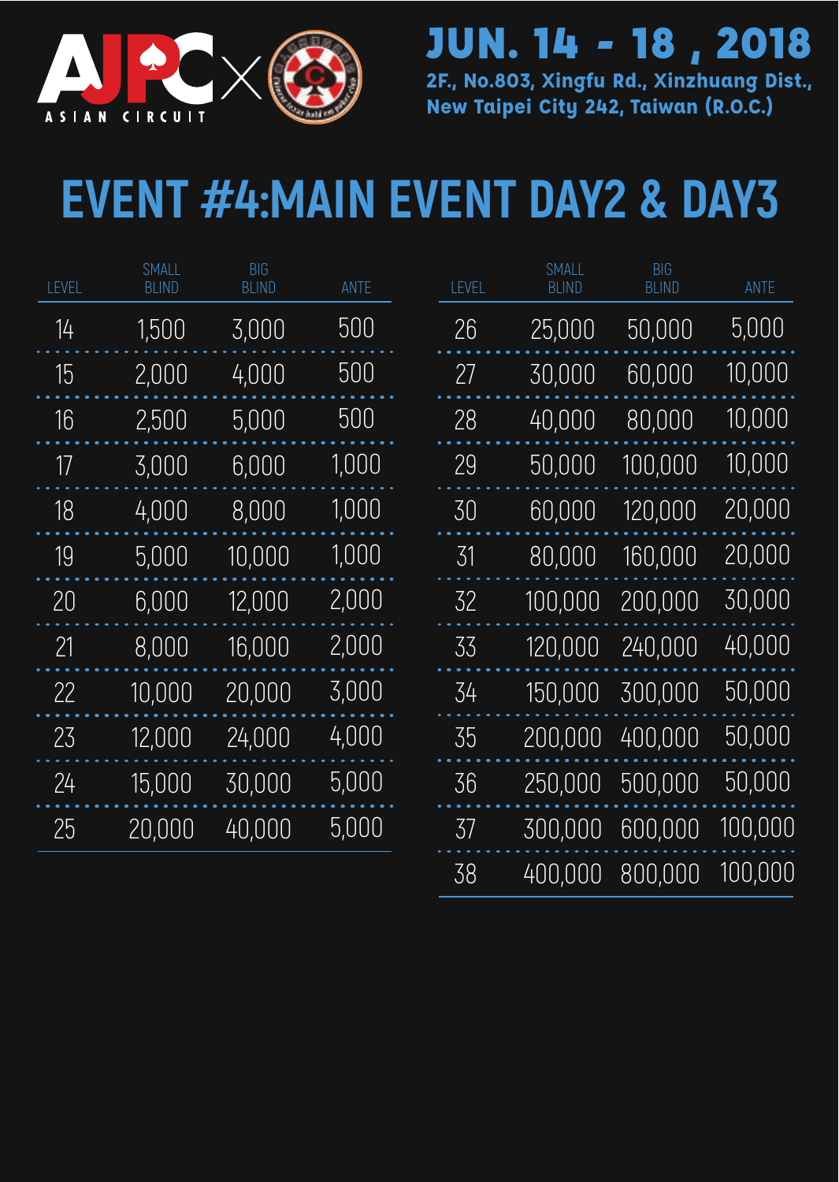AJPC ASIAN CIRCUIT

JUN. 14 - 18 , 2018

2F., No.803, Xingfu Rd., Xinzhuang Dist., New Taipei City 242, Taiwan (R.O.C.)

# EVENT #4:MAIN EVENT DAY2 & DAY3

| LEVEL | SMALL BLIND | BIG BLIND | ANTE |
|---|---|---|---|
| 14 | 1,500 | 3,000 | 500 |
| 15 | 2,000 | 4,000 | 500 |
| 16 | 2,500 | 5,000 | 500 |
| 17 | 3,000 | 6,000 | 1,000 |
| 18 | 4,000 | 8,000 | 1,000 |
| 19 | 5,000 | 10,000 | 1,000 |
| 20 | 6,000 | 12,000 | 2,000 |
| 21 | 8,000 | 16,000 | 2,000 |
| 22 | 10,000 | 20,000 | 3,000 |
| 23 | 12,000 | 24,000 | 4,000 |
| 24 | 15,000 | 30,000 | 5,000 |
| 25 | 20,000 | 40,000 | 5,000 |

| LEVEL | SMALL BLIND | BIG BLIND | ANTE |
|---|---|---|---|
| 26 | 25,000 | 50,000 | 5,000 |
| 27 | 30,000 | 60,000 | 10,000 |
| 28 | 40,000 | 80,000 | 10,000 |
| 29 | 50,000 | 100,000 | 10,000 |
| 30 | 60,000 | 120,000 | 20,000 |
| 31 | 80,000 | 160,000 | 20,000 |
| 32 | 100,000 | 200,000 | 30,000 |
| 33 | 120,000 | 240,000 | 40,000 |
| 34 | 150,000 | 300,000 | 50,000 |
| 35 | 200,000 | 400,000 | 50,000 |
| 36 | 250,000 | 500,000 | 50,000 |
| 37 | 300,000 | 600,000 | 100,000 |
| 38 | 400,000 | 800,000 | 100,000 |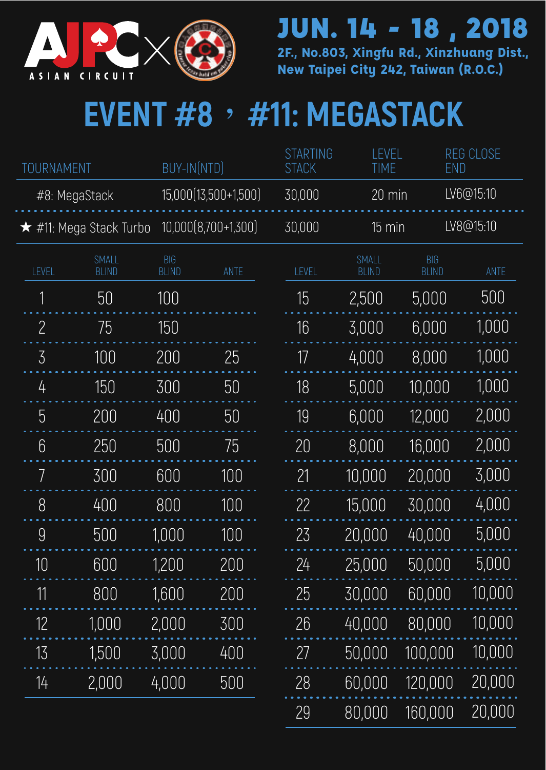AJPC × ASIAN CIRCUIT

**JUN. 14 - 18 , 2018**

**2F., No.803, Xingfu Rd., Xinzhuang Dist., New Taipei City 242, Taiwan (R.O.C.)**

# EVENT #8 ’ #11: MEGASTACK

| TOURNAMENT | BUY-IN(NTD) | STARTING STACK | LEVEL TIME | REG CLOSE END |
|---|---|---|---|---|
| #8: MegaStack | 15,000(13,500+1,500) | 30,000 | 20 min | LV6@15:10 |
| ★ #11: Mega Stack Turbo | 10,000(8,700+1,300) | 30,000 | 15 min | LV8@15:10 |

| LEVEL | SMALL BLIND | BIG BLIND | ANTE |
|---|---|---|---|
| 1 | 50 | 100 | |
| 2 | 75 | 150 | |
| 3 | 100 | 200 | 25 |
| 4 | 150 | 300 | 50 |
| 5 | 200 | 400 | 50 |
| 6 | 250 | 500 | 75 |
| 7 | 300 | 600 | 100 |
| 8 | 400 | 800 | 100 |
| 9 | 500 | 1,000 | 100 |
| 10 | 600 | 1,200 | 200 |
| 11 | 800 | 1,600 | 200 |
| 12 | 1,000 | 2,000 | 300 |
| 13 | 1,500 | 3,000 | 400 |
| 14 | 2,000 | 4,000 | 500 |
| 15 | 2,500 | 5,000 | 500 |
| 16 | 3,000 | 6,000 | 1,000 |
| 17 | 4,000 | 8,000 | 1,000 |
| 18 | 5,000 | 10,000 | 1,000 |
| 19 | 6,000 | 12,000 | 2,000 |
| 20 | 8,000 | 16,000 | 2,000 |
| 21 | 10,000 | 20,000 | 3,000 |
| 22 | 15,000 | 30,000 | 4,000 |
| 23 | 20,000 | 40,000 | 5,000 |
| 24 | 25,000 | 50,000 | 5,000 |
| 25 | 30,000 | 60,000 | 10,000 |
| 26 | 40,000 | 80,000 | 10,000 |
| 27 | 50,000 | 100,000 | 10,000 |
| 28 | 60,000 | 120,000 | 20,000 |
| 29 | 80,000 | 160,000 | 20,000 |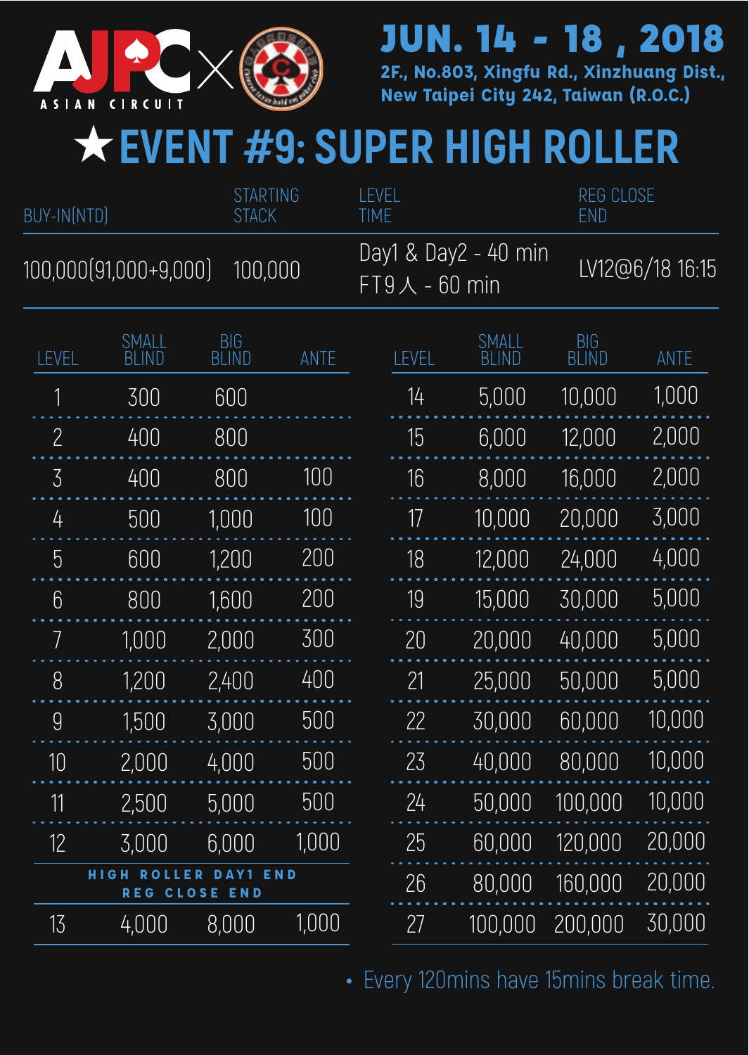AJPC ASIAN CIRCUIT ×

**JUN. 14 - 18 , 2018**

**2F., No.803, Xingfu Rd., Xinzhuang Dist., New Taipei City 242, Taiwan (R.O.C.)**

# ★EVENT #9: SUPER HIGH ROLLER

| BUY-IN(NTD) | STARTING STACK | LEVEL TIME | REG CLOSE END |
|---|---|---|---|
| 100,000(91,000+9,000) | 100,000 | Day1 & Day2 - 40 min<br>FT9人 - 60 min | LV12@6/18 16:15 |

| LEVEL | SMALL BLIND | BIG BLIND | ANTE |
|---|---|---|---|
| 1 | 300 | 600 | |
| 2 | 400 | 800 | |
| 3 | 400 | 800 | 100 |
| 4 | 500 | 1,000 | 100 |
| 5 | 600 | 1,200 | 200 |
| 6 | 800 | 1,600 | 200 |
| 7 | 1,000 | 2,000 | 300 |
| 8 | 1,200 | 2,400 | 400 |
| 9 | 1,500 | 3,000 | 500 |
| 10 | 2,000 | 4,000 | 500 |
| 11 | 2,500 | 5,000 | 500 |
| 12 | 3,000 | 6,000 | 1,000 |
| HIGH ROLLER DAY1 END<br>REG CLOSE END | | | |
| 13 | 4,000 | 8,000 | 1,000 |
| 14 | 5,000 | 10,000 | 1,000 |
| 15 | 6,000 | 12,000 | 2,000 |
| 16 | 8,000 | 16,000 | 2,000 |
| 17 | 10,000 | 20,000 | 3,000 |
| 18 | 12,000 | 24,000 | 4,000 |
| 19 | 15,000 | 30,000 | 5,000 |
| 20 | 20,000 | 40,000 | 5,000 |
| 21 | 25,000 | 50,000 | 5,000 |
| 22 | 30,000 | 60,000 | 10,000 |
| 23 | 40,000 | 80,000 | 10,000 |
| 24 | 50,000 | 100,000 | 10,000 |
| 25 | 60,000 | 120,000 | 20,000 |
| 26 | 80,000 | 160,000 | 20,000 |
| 27 | 100,000 | 200,000 | 30,000 |

- Every 120mins have 15mins break time.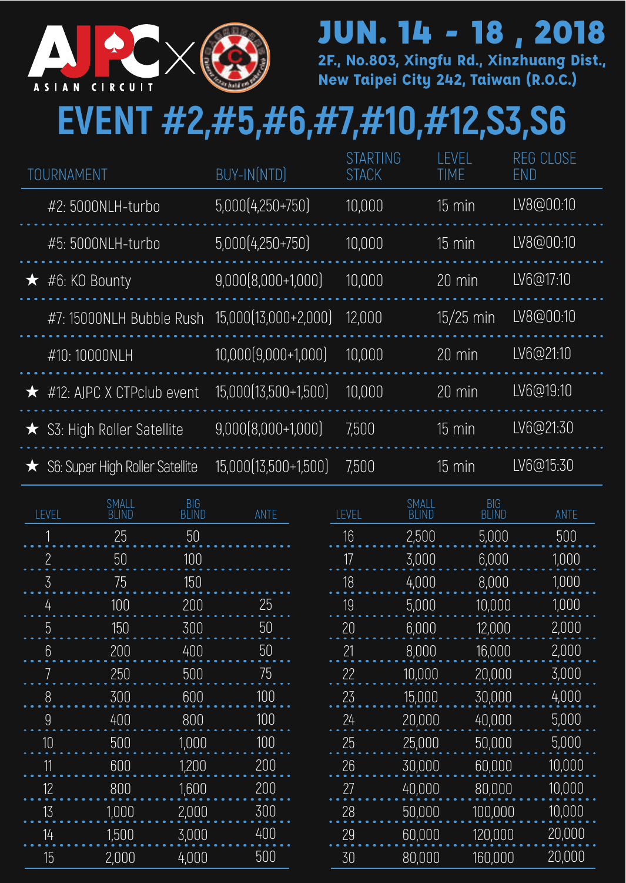AJPC ASIAN CIRCUIT ×

# JUN. 14 - 18 , 2018

**2F., No.803, Xingfu Rd., Xinzhuang Dist., New Taipei City 242, Taiwan (R.O.C.)**

# EVENT #2,#5,#6,#7,#10,#12,S3,S6

| TOURNAMENT | BUY-IN(NTD) | STARTING STACK | LEVEL TIME | REG CLOSE END |
|---|---|---|---|---|
| #2: 5000NLH-turbo | 5,000(4,250+750) | 10,000 | 15 min | LV8@00:10 |
| #5: 5000NLH-turbo | 5,000(4,250+750) | 10,000 | 15 min | LV8@00:10 |
| ★ #6: KO Bounty | 9,000(8,000+1,000) | 10,000 | 20 min | LV6@17:10 |
| #7: 15000NLH Bubble Rush | 15,000(13,000+2,000) | 12,000 | 15/25 min | LV8@00:10 |
| #10: 10000NLH | 10,000(9,000+1,000) | 10,000 | 20 min | LV6@21:10 |
| ★ #12: AJPC X CTPclub event | 15,000(13,500+1,500) | 10,000 | 20 min | LV6@19:10 |
| ★ S3: High Roller Satellite | 9,000(8,000+1,000) | 7,500 | 15 min | LV6@21:30 |
| ★ S6: Super High Roller Satellite | 15,000(13,500+1,500) | 7,500 | 15 min | LV6@15:30 |

| LEVEL | SMALL BLIND | BIG BLIND | ANTE |
|---|---|---|---|
| 1 | 25 | 50 | |
| 2 | 50 | 100 | |
| 3 | 75 | 150 | |
| 4 | 100 | 200 | 25 |
| 5 | 150 | 300 | 50 |
| 6 | 200 | 400 | 50 |
| 7 | 250 | 500 | 75 |
| 8 | 300 | 600 | 100 |
| 9 | 400 | 800 | 100 |
| 10 | 500 | 1,000 | 100 |
| 11 | 600 | 1,200 | 200 |
| 12 | 800 | 1,600 | 200 |
| 13 | 1,000 | 2,000 | 300 |
| 14 | 1,500 | 3,000 | 400 |
| 15 | 2,000 | 4,000 | 500 |
| 16 | 2,500 | 5,000 | 500 |
| 17 | 3,000 | 6,000 | 1,000 |
| 18 | 4,000 | 8,000 | 1,000 |
| 19 | 5,000 | 10,000 | 1,000 |
| 20 | 6,000 | 12,000 | 2,000 |
| 21 | 8,000 | 16,000 | 2,000 |
| 22 | 10,000 | 20,000 | 3,000 |
| 23 | 15,000 | 30,000 | 4,000 |
| 24 | 20,000 | 40,000 | 5,000 |
| 25 | 25,000 | 50,000 | 5,000 |
| 26 | 30,000 | 60,000 | 10,000 |
| 27 | 40,000 | 80,000 | 10,000 |
| 28 | 50,000 | 100,000 | 10,000 |
| 29 | 60,000 | 120,000 | 20,000 |
| 30 | 80,000 | 160,000 | 20,000 |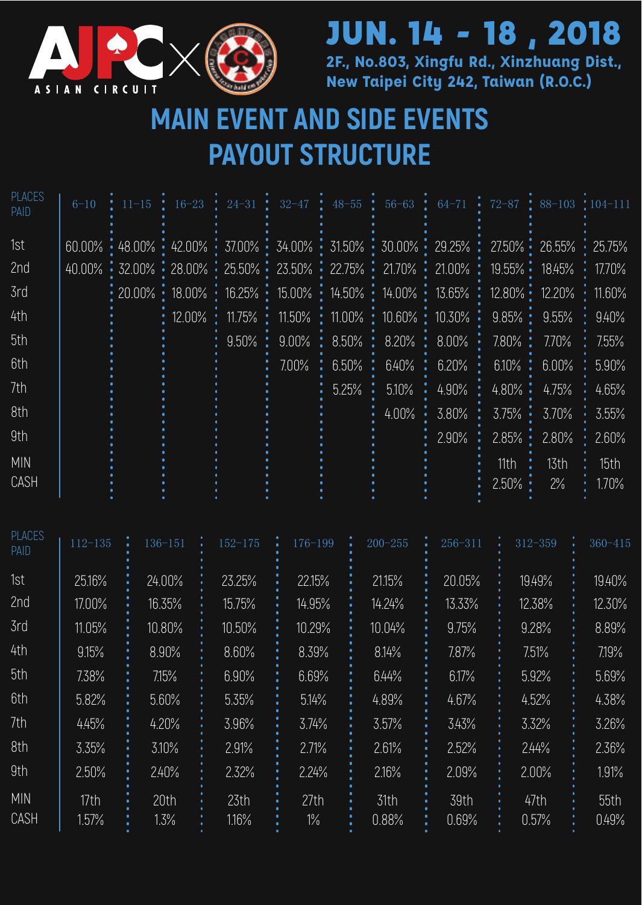# JUN. 14 - 18 , 2018

**2F., No.803, Xingfu Rd., Xinzhuang Dist., New Taipei City 242, Taiwan (R.O.C.)**

## MAIN EVENT AND SIDE EVENTS PAYOUT STRUCTURE

| PLACES PAID | 6-10 | 11-15 | 16-23 | 24-31 | 32-47 | 48-55 | 56-63 | 64-71 | 72-87 | 88-103 | 104-111 |
|---|---|---|---|---|---|---|---|---|---|---|---|
| 1st | 60.00% | 48.00% | 42.00% | 37.00% | 34.00% | 31.50% | 30.00% | 29.25% | 27.50% | 26.55% | 25.75% |
| 2nd | 40.00% | 32.00% | 28.00% | 25.50% | 23.50% | 22.75% | 21.70% | 21.00% | 19.55% | 18.45% | 17.70% |
| 3rd | | 20.00% | 18.00% | 16.25% | 15.00% | 14.50% | 14.00% | 13.65% | 12.80% | 12.20% | 11.60% |
| 4th | | | 12.00% | 11.75% | 11.50% | 11.00% | 10.60% | 10.30% | 9.85% | 9.55% | 9.40% |
| 5th | | | | 9.50% | 9.00% | 8.50% | 8.20% | 8.00% | 7.80% | 7.70% | 7.55% |
| 6th | | | | | 7.00% | 6.50% | 6.40% | 6.20% | 6.10% | 6.00% | 5.90% |
| 7th | | | | | | 5.25% | 5.10% | 4.90% | 4.80% | 4.75% | 4.65% |
| 8th | | | | | | | 4.00% | 3.80% | 3.75% | 3.70% | 3.55% |
| 9th | | | | | | | | 2.90% | 2.85% | 2.80% | 2.60% |
| MIN CASH | | | | | | | | | 11th 2.50% | 13th 2% | 15th 1.70% |

| PLACES PAID | 112-135 | 136-151 | 152-175 | 176-199 | 200-255 | 256-311 | 312-359 | 360-415 |
|---|---|---|---|---|---|---|---|---|
| 1st | 25.16% | 24.00% | 23.25% | 22.15% | 21.15% | 20.05% | 19.49% | 19.40% |
| 2nd | 17.00% | 16.35% | 15.75% | 14.95% | 14.24% | 13.33% | 12.38% | 12.30% |
| 3rd | 11.05% | 10.80% | 10.50% | 10.29% | 10.04% | 9.75% | 9.28% | 8.89% |
| 4th | 9.15% | 8.90% | 8.60% | 8.39% | 8.14% | 7.87% | 7.51% | 7.19% |
| 5th | 7.38% | 7.15% | 6.90% | 6.69% | 6.44% | 6.17% | 5.92% | 5.69% |
| 6th | 5.82% | 5.60% | 5.35% | 5.14% | 4.89% | 4.67% | 4.52% | 4.38% |
| 7th | 4.45% | 4.20% | 3.96% | 3.74% | 3.57% | 3.43% | 3.32% | 3.26% |
| 8th | 3.35% | 3.10% | 2.91% | 2.71% | 2.61% | 2.52% | 2.44% | 2.36% |
| 9th | 2.50% | 2.40% | 2.32% | 2.24% | 2.16% | 2.09% | 2.00% | 1.91% |
| MIN CASH | 17th 1.57% | 20th 1.3% | 23th 1.16% | 27th 1% | 31th 0.88% | 39th 0.69% | 47th 0.57% | 55th 0.49% |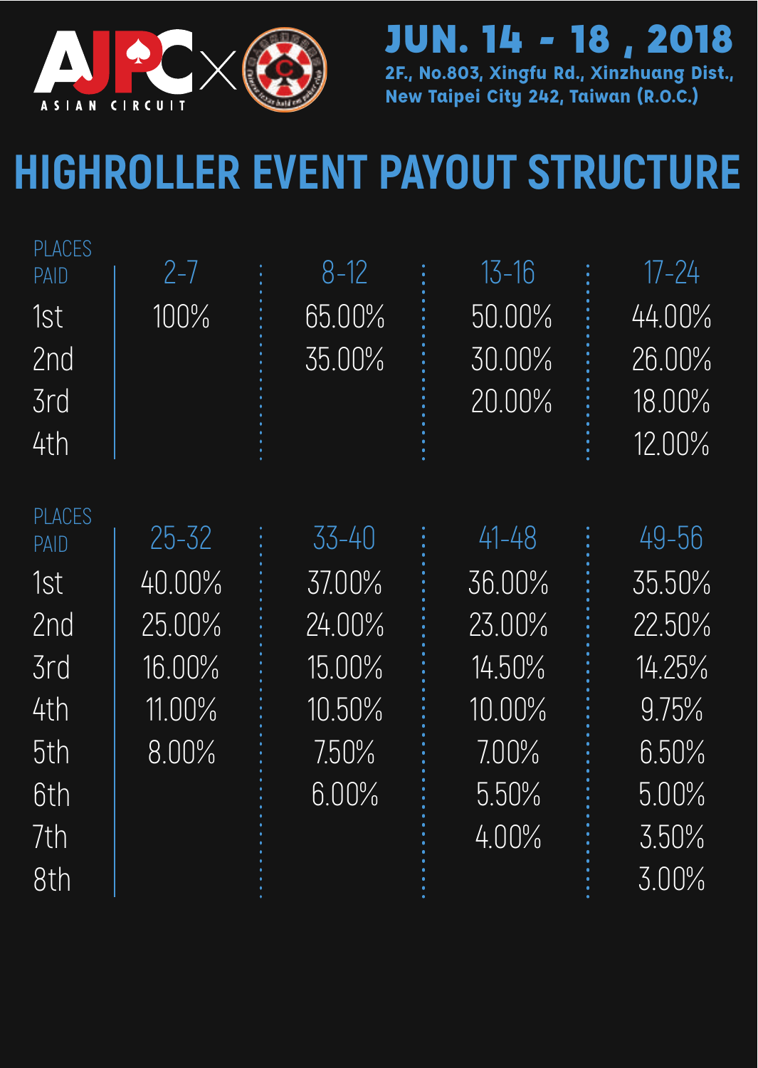AJPC × ASIAN CIRCUIT

**JUN. 14 - 18 , 2018**

**2F., No.803, Xingfu Rd., Xinzhuang Dist., New Taipei City 242, Taiwan (R.O.C.)**

# HIGHROLLER EVENT PAYOUT STRUCTURE

| PLACES PAID | 2-7 | 8-12 | 13-16 | 17-24 |
|---|---|---|---|---|
| 1st | 100% | 65.00% | 50.00% | 44.00% |
| 2nd | | 35.00% | 30.00% | 26.00% |
| 3rd | | | 20.00% | 18.00% |
| 4th | | | | 12.00% |

| PLACES PAID | 25-32 | 33-40 | 41-48 | 49-56 |
|---|---|---|---|---|
| 1st | 40.00% | 37.00% | 36.00% | 35.50% |
| 2nd | 25.00% | 24.00% | 23.00% | 22.50% |
| 3rd | 16.00% | 15.00% | 14.50% | 14.25% |
| 4th | 11.00% | 10.50% | 10.00% | 9.75% |
| 5th | 8.00% | 7.50% | 7.00% | 6.50% |
| 6th | | 6.00% | 5.50% | 5.00% |
| 7th | | | 4.00% | 3.50% |
| 8th | | | | 3.00% |